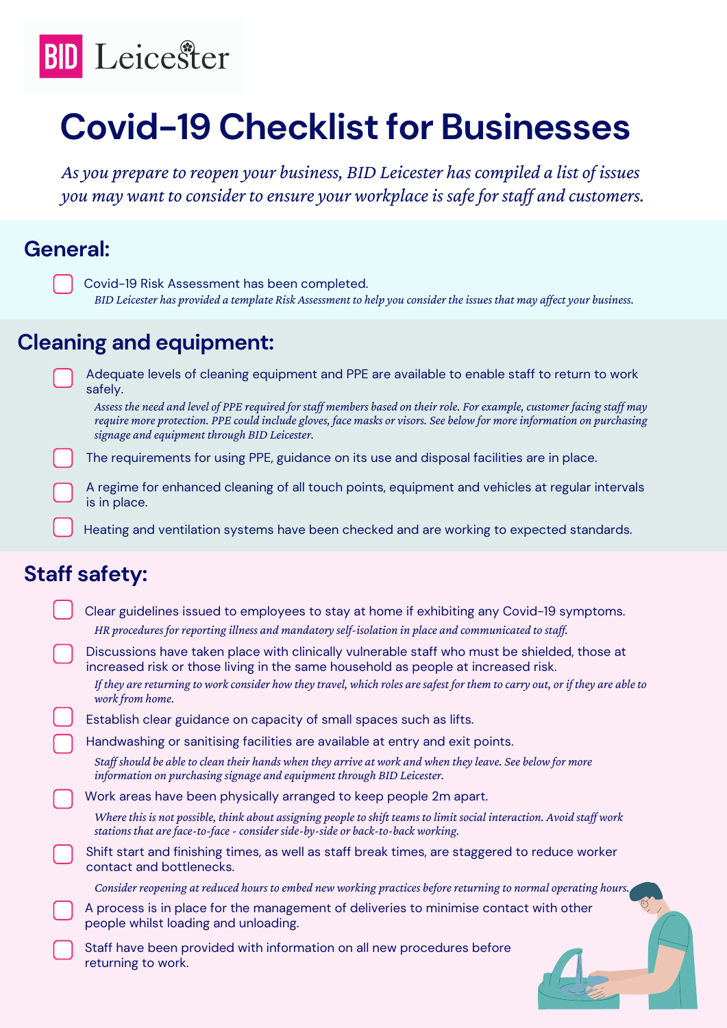BID Leicester

# Covid-19 Checklist for Businesses

*As you prepare to reopen your business, BID Leicester has compiled a list of issues you may want to consider to ensure your workplace is safe for staff and customers.*

## General:

- [ ] Covid-19 Risk Assessment has been completed.
  *BID Leicester has provided a template Risk Assessment to help you consider the issues that may affect your business.*

## Cleaning and equipment:

- [ ] Adequate levels of cleaning equipment and PPE are available to enable staff to return to work safely.
  *Assess the need and level of PPE required for staff members based on their role. For example, customer facing staff may require more protection. PPE could include gloves, face masks or visors. See below for more information on purchasing signage and equipment through BID Leicester.*
- [ ] The requirements for using PPE, guidance on its use and disposal facilities are in place.
- [ ] A regime for enhanced cleaning of all touch points, equipment and vehicles at regular intervals is in place.
- [ ] Heating and ventilation systems have been checked and are working to expected standards.

## Staff safety:

- [ ] Clear guidelines issued to employees to stay at home if exhibiting any Covid-19 symptoms.
  *HR procedures for reporting illness and mandatory self-isolation in place and communicated to staff.*
- [ ] Discussions have taken place with clinically vulnerable staff who must be shielded, those at increased risk or those living in the same household as people at increased risk.
  *If they are returning to work consider how they travel, which roles are safest for them to carry out, or if they are able to work from home.*
- [ ] Establish clear guidance on capacity of small spaces such as lifts.
- [ ] Handwashing or sanitising facilities are available at entry and exit points.
  *Staff should be able to clean their hands when they arrive at work and when they leave. See below for more information on purchasing signage and equipment through BID Leicester.*
- [ ] Work areas have been physically arranged to keep people 2m apart.
  *Where this is not possible, think about assigning people to shift teams to limit social interaction. Avoid staff work stations that are face-to-face - consider side-by-side or back-to-back working.*
- [ ] Shift start and finishing times, as well as staff break times, are staggered to reduce worker contact and bottlenecks.
  *Consider reopening at reduced hours to embed new working practices before returning to normal operating hours.*
- [ ] A process is in place for the management of deliveries to minimise contact with other people whilst loading and unloading.
- [ ] Staff have been provided with information on all new procedures before returning to work.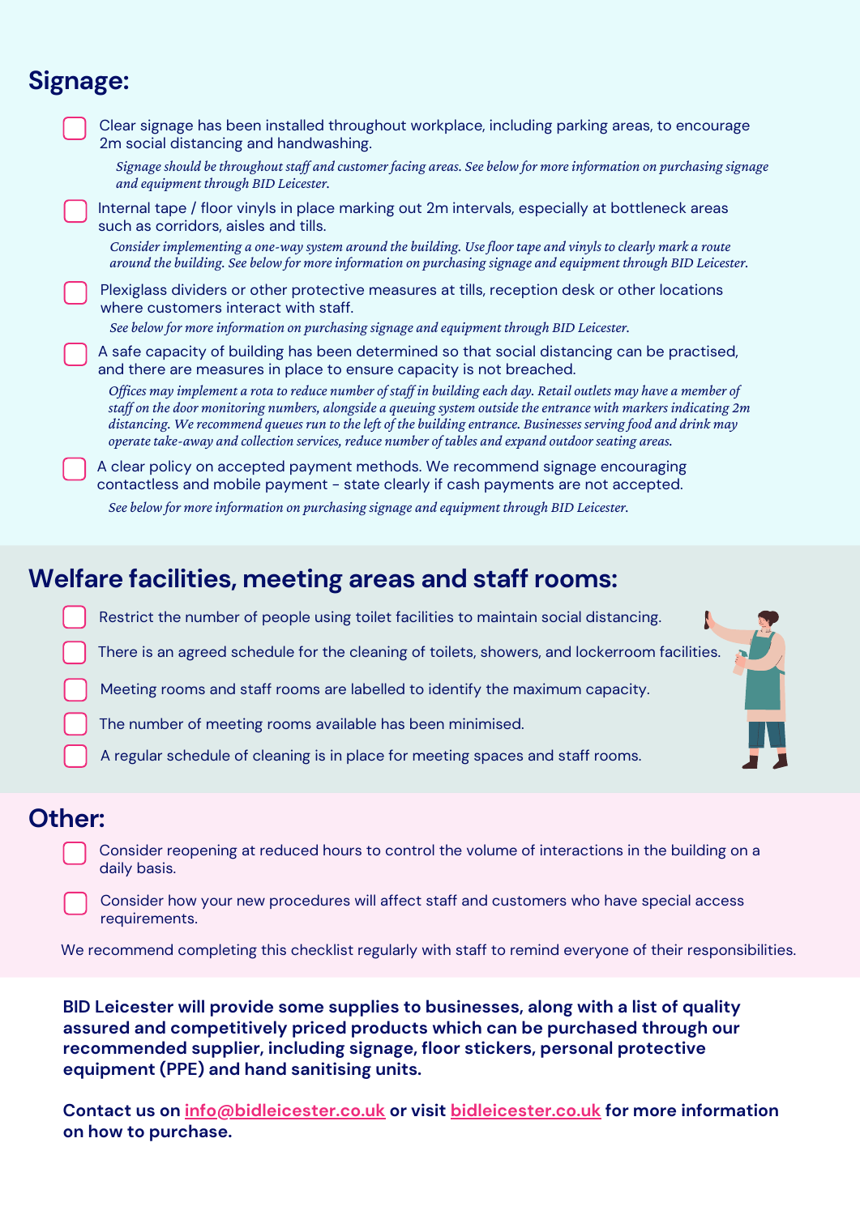## Signage:

- [ ] Clear signage has been installed throughout workplace, including parking areas, to encourage 2m social distancing and handwashing.

  *Signage should be throughout staff and customer facing areas. See below for more information on purchasing signage and equipment through BID Leicester.*

- [ ] Internal tape / floor vinyls in place marking out 2m intervals, especially at bottleneck areas such as corridors, aisles and tills.

  *Consider implementing a one-way system around the building. Use floor tape and vinyls to clearly mark a route around the building. See below for more information on purchasing signage and equipment through BID Leicester.*

- [ ] Plexiglass dividers or other protective measures at tills, reception desk or other locations where customers interact with staff.

  *See below for more information on purchasing signage and equipment through BID Leicester.*

- [ ] A safe capacity of building has been determined so that social distancing can be practised, and there are measures in place to ensure capacity is not breached.

  *Offices may implement a rota to reduce number of staff in building each day. Retail outlets may have a member of staff on the door monitoring numbers, alongside a queuing system outside the entrance with markers indicating 2m distancing. We recommend queues run to the left of the building entrance. Businesses serving food and drink may operate take-away and collection services, reduce number of tables and expand outdoor seating areas.*

- [ ] A clear policy on accepted payment methods. We recommend signage encouraging contactless and mobile payment - state clearly if cash payments are not accepted.

  *See below for more information on purchasing signage and equipment through BID Leicester.*

## Welfare facilities, meeting areas and staff rooms:

- [ ] Restrict the number of people using toilet facilities to maintain social distancing.
- [ ] There is an agreed schedule for the cleaning of toilets, showers, and lockerroom facilities.
- [ ] Meeting rooms and staff rooms are labelled to identify the maximum capacity.
- [ ] The number of meeting rooms available has been minimised.
- [ ] A regular schedule of cleaning is in place for meeting spaces and staff rooms.

## Other:

- [ ] Consider reopening at reduced hours to control the volume of interactions in the building on a daily basis.
- [ ] Consider how your new procedures will affect staff and customers who have special access requirements.

We recommend completing this checklist regularly with staff to remind everyone of their responsibilities.

**BID Leicester will provide some supplies to businesses, along with a list of quality assured and competitively priced products which can be purchased through our recommended supplier, including signage, floor stickers, personal protective equipment (PPE) and hand sanitising units.**

**Contact us on [info@bidleicester.co.uk](mailto:info@bidleicester.co.uk) or visit [bidleicester.co.uk](http://bidleicester.co.uk) for more information on how to purchase.**